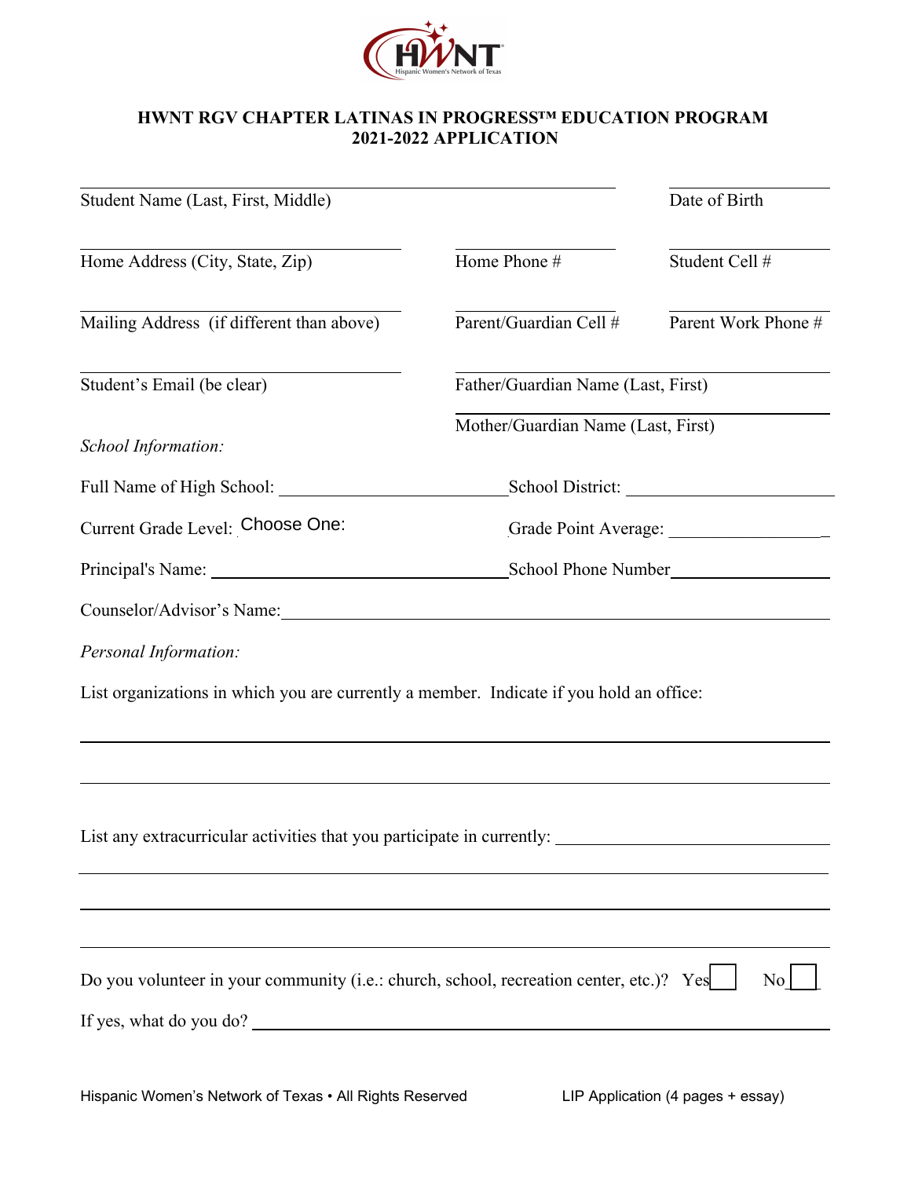# HWNT RGV CHAPTER LATINAS IN PROGRESS™ EDUCATION PROGRAM
## 2021-2022 APPLICATION

Student Name (Last, First, Middle) ______________________ Date of Birth ______________

Home Address (City, State, Zip) ______________________ Home Phone # ______________ Student Cell # ______________

Mailing Address (if different than above) ______________________ Parent/Guardian Cell # ______________ Parent Work Phone # ______________

Student's Email (be clear) ______________________ Father/Guardian Name (Last, First) ______________________

Mother/Guardian Name (Last, First) ______________________

*School Information:*

Full Name of High School: ______________________ School District: ______________________

Current Grade Level: Choose One: Grade Point Average: ______________

Principal's Name: ______________________ School Phone Number ______________

Counselor/Advisor's Name: ______________________________________________

*Personal Information:*

List organizations in which you are currently a member. Indicate if you hold an office:

______________________________________________

______________________________________________

List any extracurricular activities that you participate in currently: ______________________

______________________________________________

______________________________________________

______________________________________________

Do you volunteer in your community (i.e.: church, school, recreation center, etc.)? Yes ☐ No ☐

If yes, what do you do? ______________________________________________

Hispanic Women's Network of Texas • All Rights Reserved

LIP Application (4 pages + essay)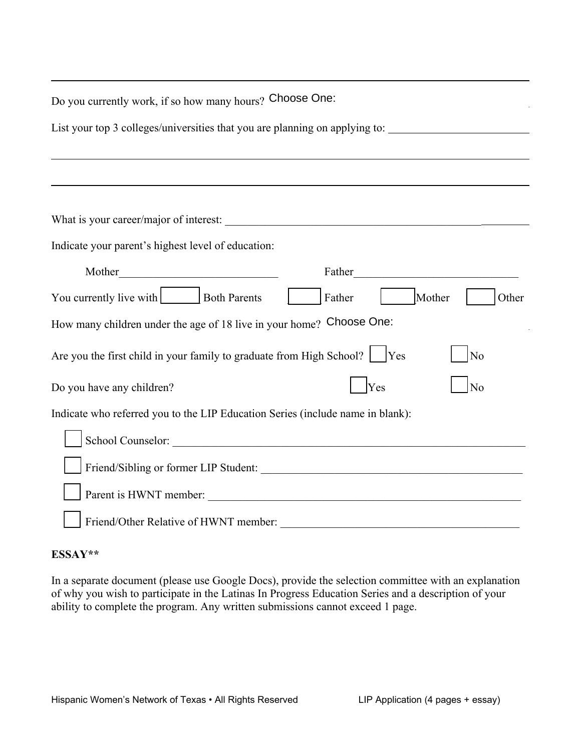---

Do you currently work, if so how many hours? Choose One:

List your top 3 colleges/universities that you are planning on applying to: ________________________

___________________________________________________________________________

___________________________________________________________________________

What is your career/major of interest: _____________________________________________

Indicate your parent's highest level of education:

Mother___________________________ Father____________________________

You currently live with ☐ Both Parents ☐ Father ☐ Mother ☐ Other

How many children under the age of 18 live in your home? Choose One:

Are you the first child in your family to graduate from High School? ☐ Yes ☐ No

Do you have any children? ☐ Yes ☐ No

Indicate who referred you to the LIP Education Series (include name in blank):

☐ School Counselor: ______________________________________________________________

☐ Friend/Sibling or former LIP Student: _____________________________________________

☐ Parent is HWNT member: ________________________________________________________

☐ Friend/Other Relative of HWNT member: ___________________________________________

**ESSAY****

In a separate document (please use Google Docs), provide the selection committee with an explanation of why you wish to participate in the Latinas In Progress Education Series and a description of your ability to complete the program. Any written submissions cannot exceed 1 page.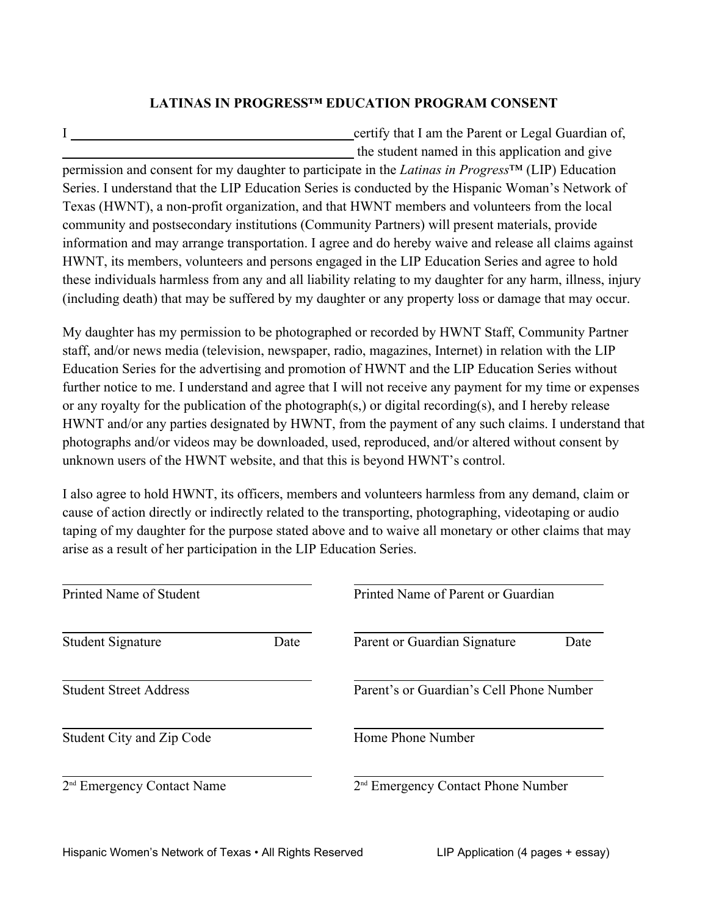## LATINAS IN PROGRESS™ EDUCATION PROGRAM CONSENT

I ___________________________________________ certify that I am the Parent or Legal Guardian of, ___________________________________________ the student named in this application and give permission and consent for my daughter to participate in the *Latinas in Progress*™ (LIP) Education Series. I understand that the LIP Education Series is conducted by the Hispanic Woman's Network of Texas (HWNT), a non-profit organization, and that HWNT members and volunteers from the local community and postsecondary institutions (Community Partners) will present materials, provide information and may arrange transportation. I agree and do hereby waive and release all claims against HWNT, its members, volunteers and persons engaged in the LIP Education Series and agree to hold these individuals harmless from any and all liability relating to my daughter for any harm, illness, injury (including death) that may be suffered by my daughter or any property loss or damage that may occur.

My daughter has my permission to be photographed or recorded by HWNT Staff, Community Partner staff, and/or news media (television, newspaper, radio, magazines, Internet) in relation with the LIP Education Series for the advertising and promotion of HWNT and the LIP Education Series without further notice to me. I understand and agree that I will not receive any payment for my time or expenses or any royalty for the publication of the photograph(s,) or digital recording(s), and I hereby release HWNT and/or any parties designated by HWNT, from the payment of any such claims. I understand that photographs and/or videos may be downloaded, used, reproduced, and/or altered without consent by unknown users of the HWNT website, and that this is beyond HWNT's control.

I also agree to hold HWNT, its officers, members and volunteers harmless from any demand, claim or cause of action directly or indirectly related to the transporting, photographing, videotaping or audio taping of my daughter for the purpose stated above and to waive all monetary or other claims that may arise as a result of her participation in the LIP Education Series.

___________________________________________
Printed Name of Student

___________________________________________
Student Signature Date

___________________________________________
Student Street Address

___________________________________________
Student City and Zip Code

___________________________________________
2nd Emergency Contact Name

___________________________________________
Printed Name of Parent or Guardian

___________________________________________
Parent or Guardian Signature Date

___________________________________________
Parent's or Guardian's Cell Phone Number

___________________________________________
Home Phone Number

___________________________________________
2nd Emergency Contact Phone Number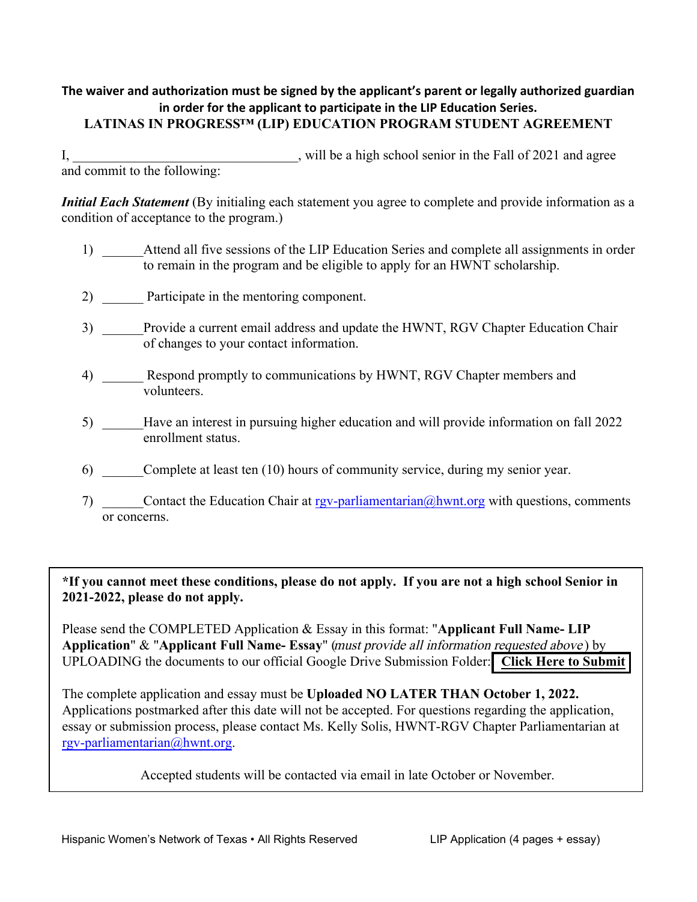**The waiver and authorization must be signed by the applicant's parent or legally authorized guardian in order for the applicant to participate in the LIP Education Series.**

**LATINAS IN PROGRESS™ (LIP) EDUCATION PROGRAM STUDENT AGREEMENT**

I, ________________________________, will be a high school senior in the Fall of 2021 and agree and commit to the following:

***Initial Each Statement*** (By initialing each statement you agree to complete and provide information as a condition of acceptance to the program.)

1) ______Attend all five sessions of the LIP Education Series and complete all assignments in order to remain in the program and be eligible to apply for an HWNT scholarship.
2) ______ Participate in the mentoring component.
3) ______Provide a current email address and update the HWNT, RGV Chapter Education Chair of changes to your contact information.
4) ______ Respond promptly to communications by HWNT, RGV Chapter members and volunteers.
5) ______Have an interest in pursuing higher education and will provide information on fall 2022 enrollment status.
6) ______Complete at least ten (10) hours of community service, during my senior year.
7) ______Contact the Education Chair at rgv-parliamentarian@hwnt.org with questions, comments or concerns.

**\*If you cannot meet these conditions, please do not apply. If you are not a high school Senior in 2021-2022, please do not apply.**

Please send the COMPLETED Application & Essay in this format: "**Applicant Full Name- LIP Application**" & "**Applicant Full Name- Essay**" (*must provide all information requested above*) by UPLOADING the documents to our official Google Drive Submission Folder: **Click Here to Submit**

The complete application and essay must be **Uploaded NO LATER THAN October 1, 2022.** Applications postmarked after this date will not be accepted. For questions regarding the application, essay or submission process, please contact Ms. Kelly Solis, HWNT-RGV Chapter Parliamentarian at rgv-parliamentarian@hwnt.org.

Accepted students will be contacted via email in late October or November.